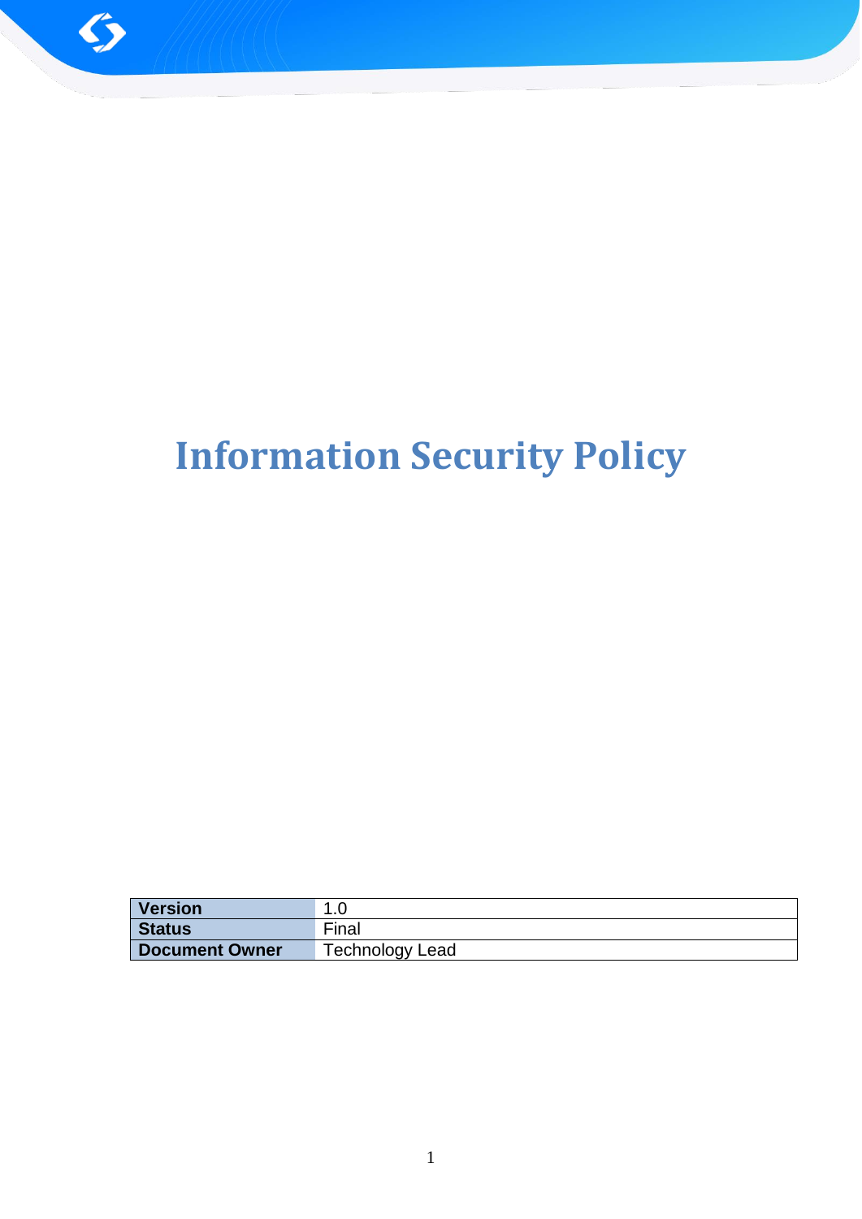# Information Security Policy

| Version | 1.0 |
| --- | --- |
| Status | Final |
| Document Owner | Technology Lead |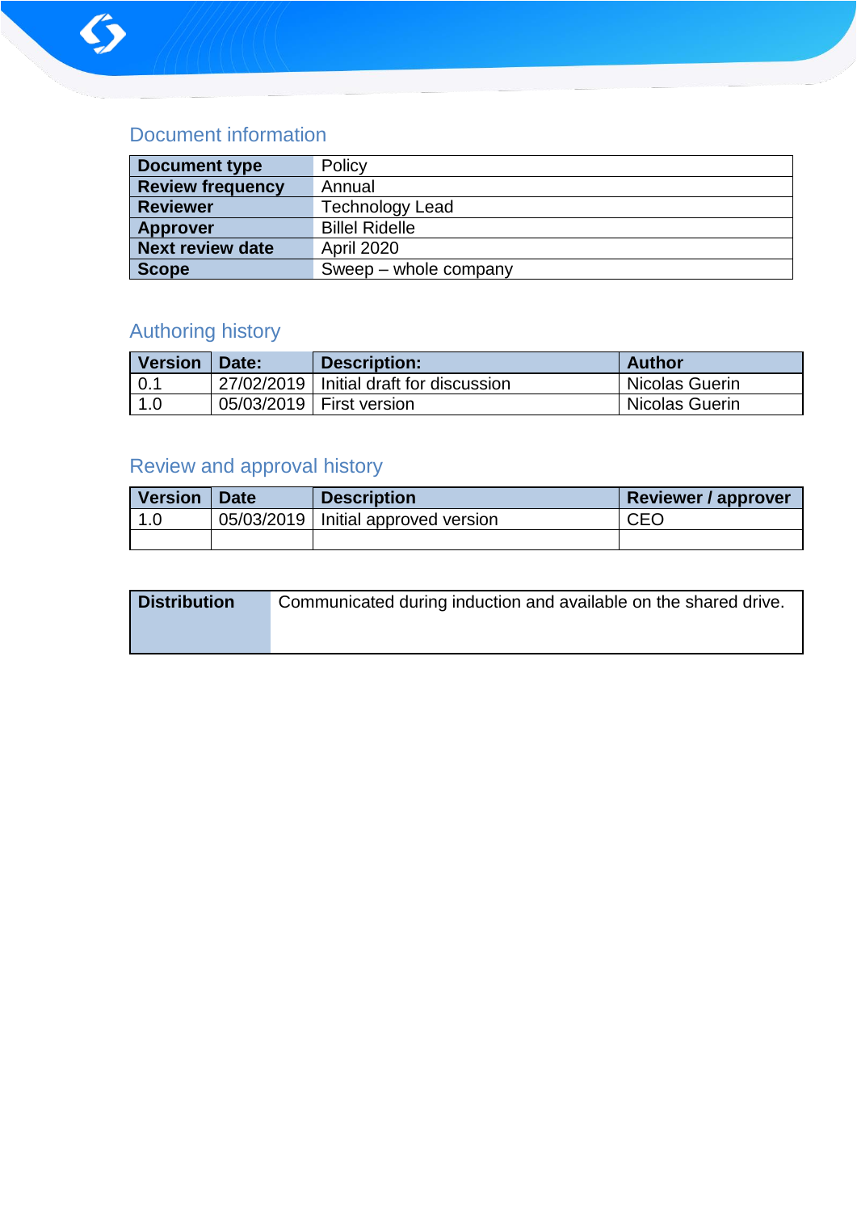## Document information

| Document type | Policy |
|---|---|
| Review frequency | Annual |
| Reviewer | Technology Lead |
| Approver | Billel Ridelle |
| Next review date | April 2020 |
| Scope | Sweep – whole company |

## Authoring history

| Version | Date: | Description: | Author |
|---|---|---|---|
| 0.1 | 27/02/2019 | Initial draft for discussion | Nicolas Guerin |
| 1.0 | 05/03/2019 | First version | Nicolas Guerin |

## Review and approval history

| Version | Date | Description | Reviewer / approver |
|---|---|---|---|
| 1.0 | 05/03/2019 | Initial approved version | CEO |
| | | | |

| Distribution | Communicated during induction and available on the shared drive. |
|---|---|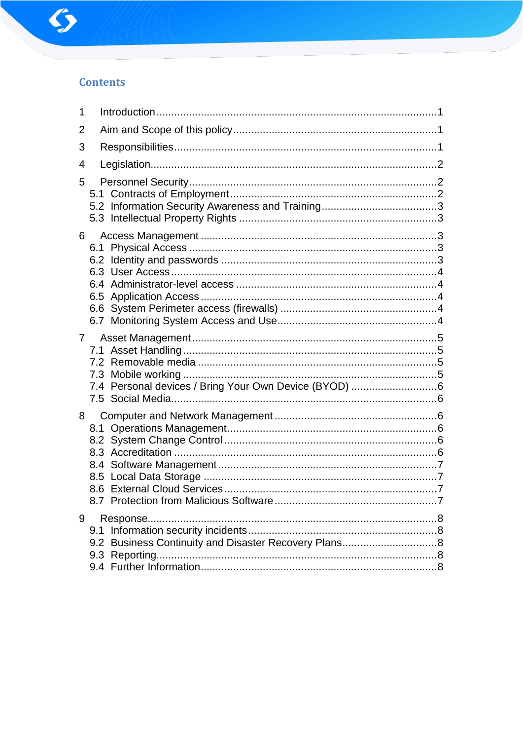## Contents

1 Introduction ........ 1

2 Aim and Scope of this policy ........ 1

3 Responsibilities ........ 1

4 Legislation ........ 2

5 Personnel Security ........ 2
- 5.1 Contracts of Employment ........ 2
- 5.2 Information Security Awareness and Training ........ 3
- 5.3 Intellectual Property Rights ........ 3

6 Access Management ........ 3
- 6.1 Physical Access ........ 3
- 6.2 Identity and passwords ........ 3
- 6.3 User Access ........ 4
- 6.4 Administrator-level access ........ 4
- 6.5 Application Access ........ 4
- 6.6 System Perimeter access (firewalls) ........ 4
- 6.7 Monitoring System Access and Use ........ 4

7 Asset Management ........ 5
- 7.1 Asset Handling ........ 5
- 7.2 Removable media ........ 5
- 7.3 Mobile working ........ 5
- 7.4 Personal devices / Bring Your Own Device (BYOD) ........ 6
- 7.5 Social Media ........ 6

8 Computer and Network Management ........ 6
- 8.1 Operations Management ........ 6
- 8.2 System Change Control ........ 6
- 8.3 Accreditation ........ 6
- 8.4 Software Management ........ 7
- 8.5 Local Data Storage ........ 7
- 8.6 External Cloud Services ........ 7
- 8.7 Protection from Malicious Software ........ 7

9 Response ........ 8
- 9.1 Information security incidents ........ 8
- 9.2 Business Continuity and Disaster Recovery Plans ........ 8
- 9.3 Reporting ........ 8
- 9.4 Further Information ........ 8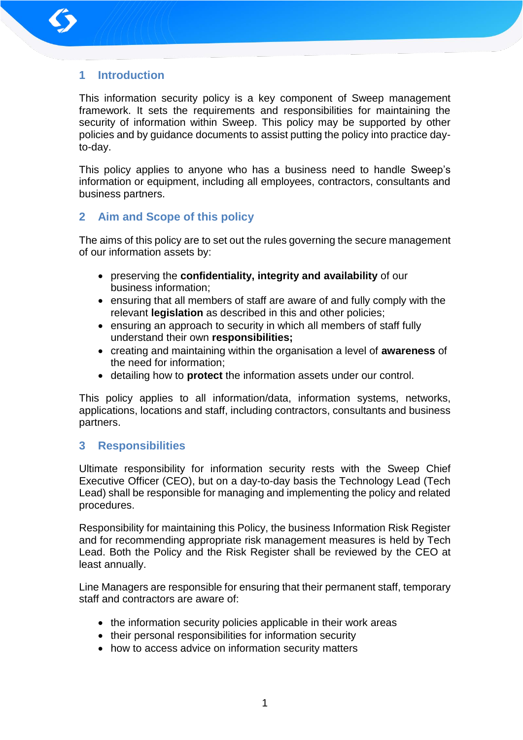## 1 Introduction

This information security policy is a key component of Sweep management framework. It sets the requirements and responsibilities for maintaining the security of information within Sweep. This policy may be supported by other policies and by guidance documents to assist putting the policy into practice day-to-day.

This policy applies to anyone who has a business need to handle Sweep's information or equipment, including all employees, contractors, consultants and business partners.

## 2 Aim and Scope of this policy

The aims of this policy are to set out the rules governing the secure management of our information assets by:

- preserving the **confidentiality, integrity and availability** of our business information;
- ensuring that all members of staff are aware of and fully comply with the relevant **legislation** as described in this and other policies;
- ensuring an approach to security in which all members of staff fully understand their own **responsibilities;**
- creating and maintaining within the organisation a level of **awareness** of the need for information;
- detailing how to **protect** the information assets under our control.

This policy applies to all information/data, information systems, networks, applications, locations and staff, including contractors, consultants and business partners.

## 3 Responsibilities

Ultimate responsibility for information security rests with the Sweep Chief Executive Officer (CEO), but on a day-to-day basis the Technology Lead (Tech Lead) shall be responsible for managing and implementing the policy and related procedures.

Responsibility for maintaining this Policy, the business Information Risk Register and for recommending appropriate risk management measures is held by Tech Lead. Both the Policy and the Risk Register shall be reviewed by the CEO at least annually.

Line Managers are responsible for ensuring that their permanent staff, temporary staff and contractors are aware of:

- the information security policies applicable in their work areas
- their personal responsibilities for information security
- how to access advice on information security matters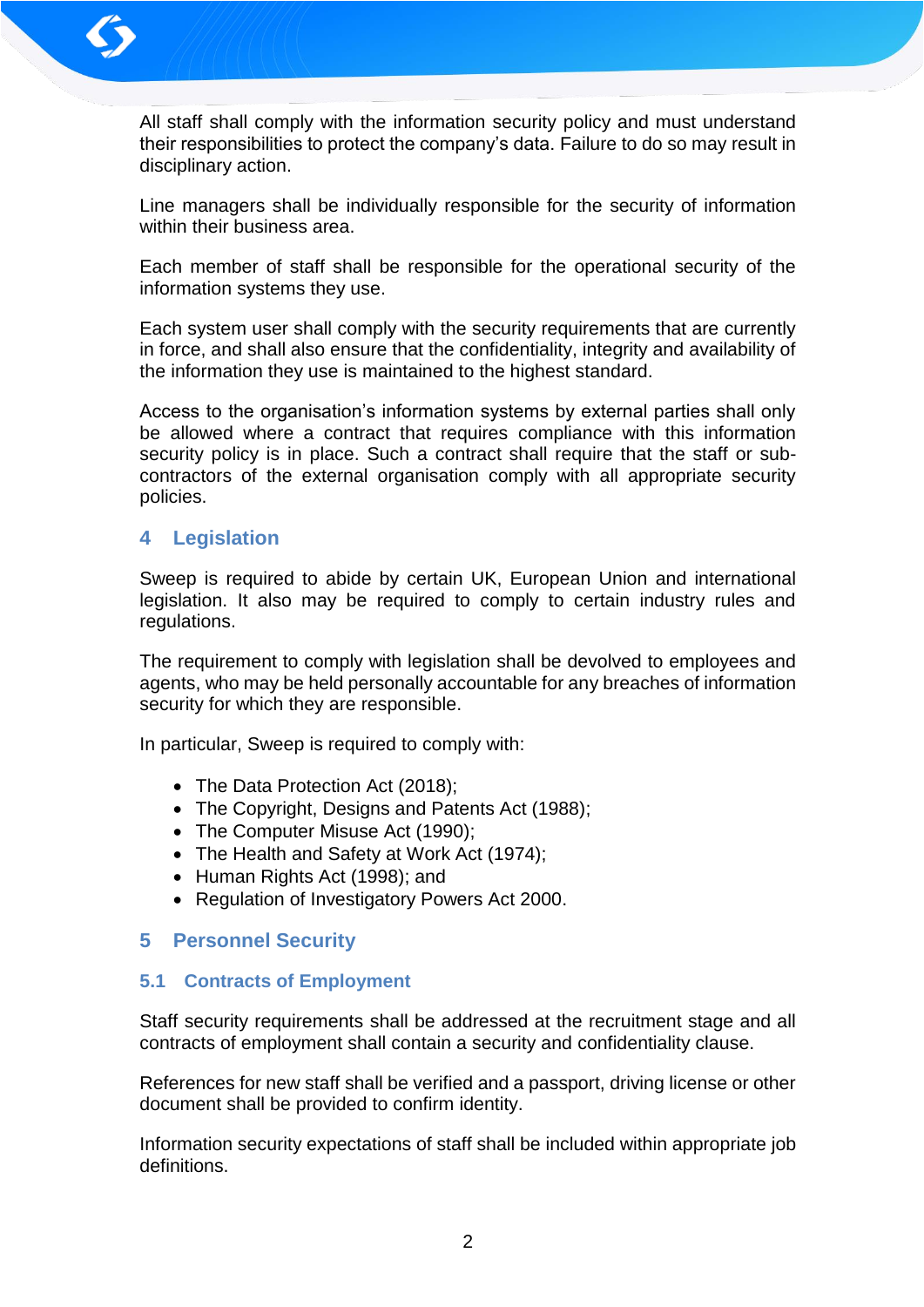All staff shall comply with the information security policy and must understand their responsibilities to protect the company's data. Failure to do so may result in disciplinary action.

Line managers shall be individually responsible for the security of information within their business area.

Each member of staff shall be responsible for the operational security of the information systems they use.

Each system user shall comply with the security requirements that are currently in force, and shall also ensure that the confidentiality, integrity and availability of the information they use is maintained to the highest standard.

Access to the organisation's information systems by external parties shall only be allowed where a contract that requires compliance with this information security policy is in place. Such a contract shall require that the staff or sub-contractors of the external organisation comply with all appropriate security policies.

## 4 Legislation

Sweep is required to abide by certain UK, European Union and international legislation. It also may be required to comply to certain industry rules and regulations.

The requirement to comply with legislation shall be devolved to employees and agents, who may be held personally accountable for any breaches of information security for which they are responsible.

In particular, Sweep is required to comply with:

- The Data Protection Act (2018);
- The Copyright, Designs and Patents Act (1988);
- The Computer Misuse Act (1990);
- The Health and Safety at Work Act (1974);
- Human Rights Act (1998); and
- Regulation of Investigatory Powers Act 2000.

## 5 Personnel Security

### 5.1 Contracts of Employment

Staff security requirements shall be addressed at the recruitment stage and all contracts of employment shall contain a security and confidentiality clause.

References for new staff shall be verified and a passport, driving license or other document shall be provided to confirm identity.

Information security expectations of staff shall be included within appropriate job definitions.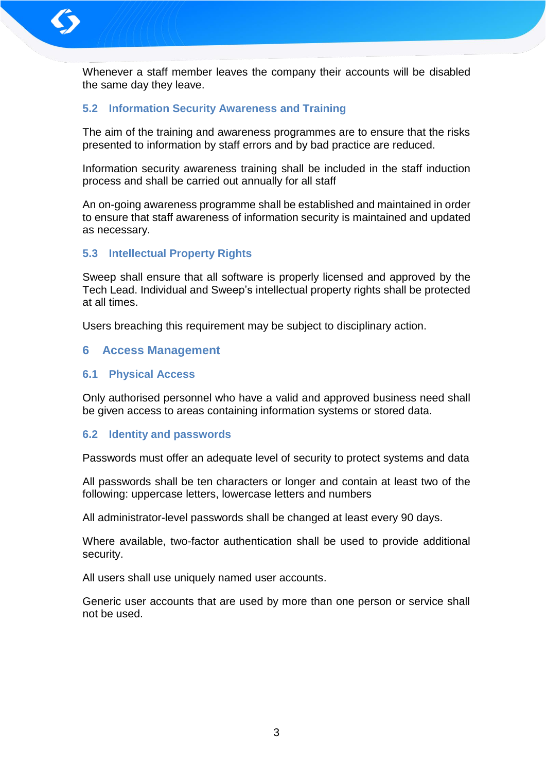Whenever a staff member leaves the company their accounts will be disabled the same day they leave.

### 5.2 Information Security Awareness and Training

The aim of the training and awareness programmes are to ensure that the risks presented to information by staff errors and by bad practice are reduced.

Information security awareness training shall be included in the staff induction process and shall be carried out annually for all staff

An on-going awareness programme shall be established and maintained in order to ensure that staff awareness of information security is maintained and updated as necessary.

### 5.3 Intellectual Property Rights

Sweep shall ensure that all software is properly licensed and approved by the Tech Lead. Individual and Sweep's intellectual property rights shall be protected at all times.

Users breaching this requirement may be subject to disciplinary action.

## 6 Access Management

### 6.1 Physical Access

Only authorised personnel who have a valid and approved business need shall be given access to areas containing information systems or stored data.

### 6.2 Identity and passwords

Passwords must offer an adequate level of security to protect systems and data

All passwords shall be ten characters or longer and contain at least two of the following: uppercase letters, lowercase letters and numbers

All administrator-level passwords shall be changed at least every 90 days.

Where available, two-factor authentication shall be used to provide additional security.

All users shall use uniquely named user accounts.

Generic user accounts that are used by more than one person or service shall not be used.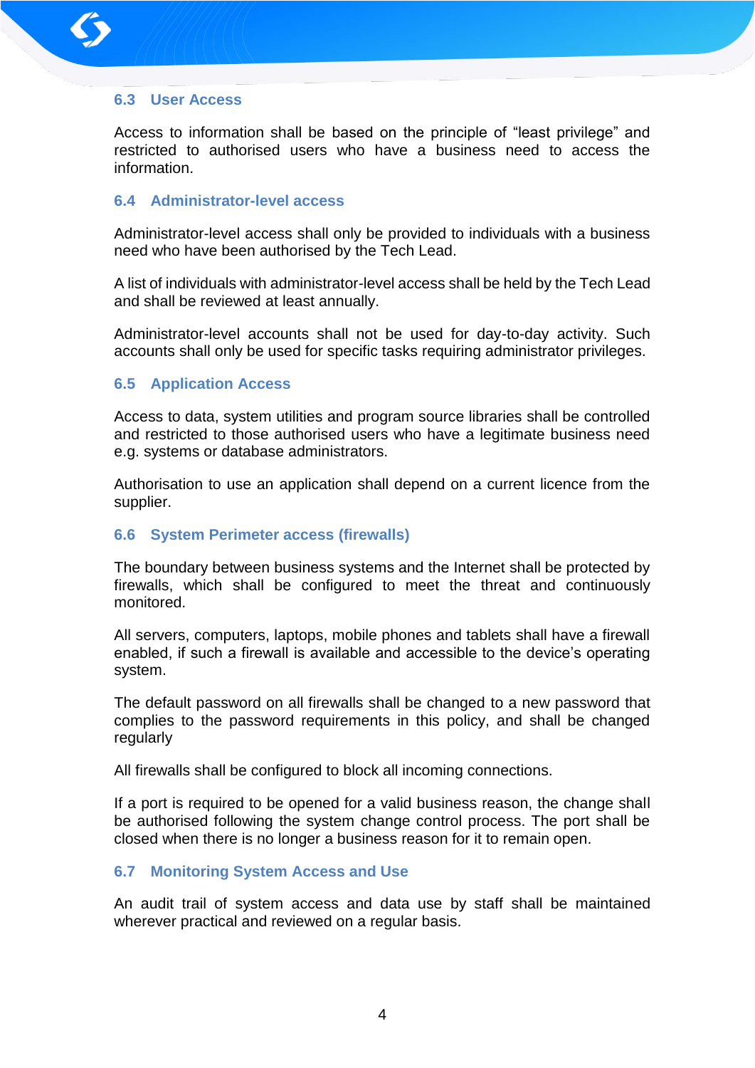### 6.3 User Access

Access to information shall be based on the principle of “least privilege” and restricted to authorised users who have a business need to access the information.

### 6.4 Administrator-level access

Administrator-level access shall only be provided to individuals with a business need who have been authorised by the Tech Lead.

A list of individuals with administrator-level access shall be held by the Tech Lead and shall be reviewed at least annually.

Administrator-level accounts shall not be used for day-to-day activity. Such accounts shall only be used for specific tasks requiring administrator privileges.

### 6.5 Application Access

Access to data, system utilities and program source libraries shall be controlled and restricted to those authorised users who have a legitimate business need e.g. systems or database administrators.

Authorisation to use an application shall depend on a current licence from the supplier.

### 6.6 System Perimeter access (firewalls)

The boundary between business systems and the Internet shall be protected by firewalls, which shall be configured to meet the threat and continuously monitored.

All servers, computers, laptops, mobile phones and tablets shall have a firewall enabled, if such a firewall is available and accessible to the device’s operating system.

The default password on all firewalls shall be changed to a new password that complies to the password requirements in this policy, and shall be changed regularly

All firewalls shall be configured to block all incoming connections.

If a port is required to be opened for a valid business reason, the change shall be authorised following the system change control process. The port shall be closed when there is no longer a business reason for it to remain open.

### 6.7 Monitoring System Access and Use

An audit trail of system access and data use by staff shall be maintained wherever practical and reviewed on a regular basis.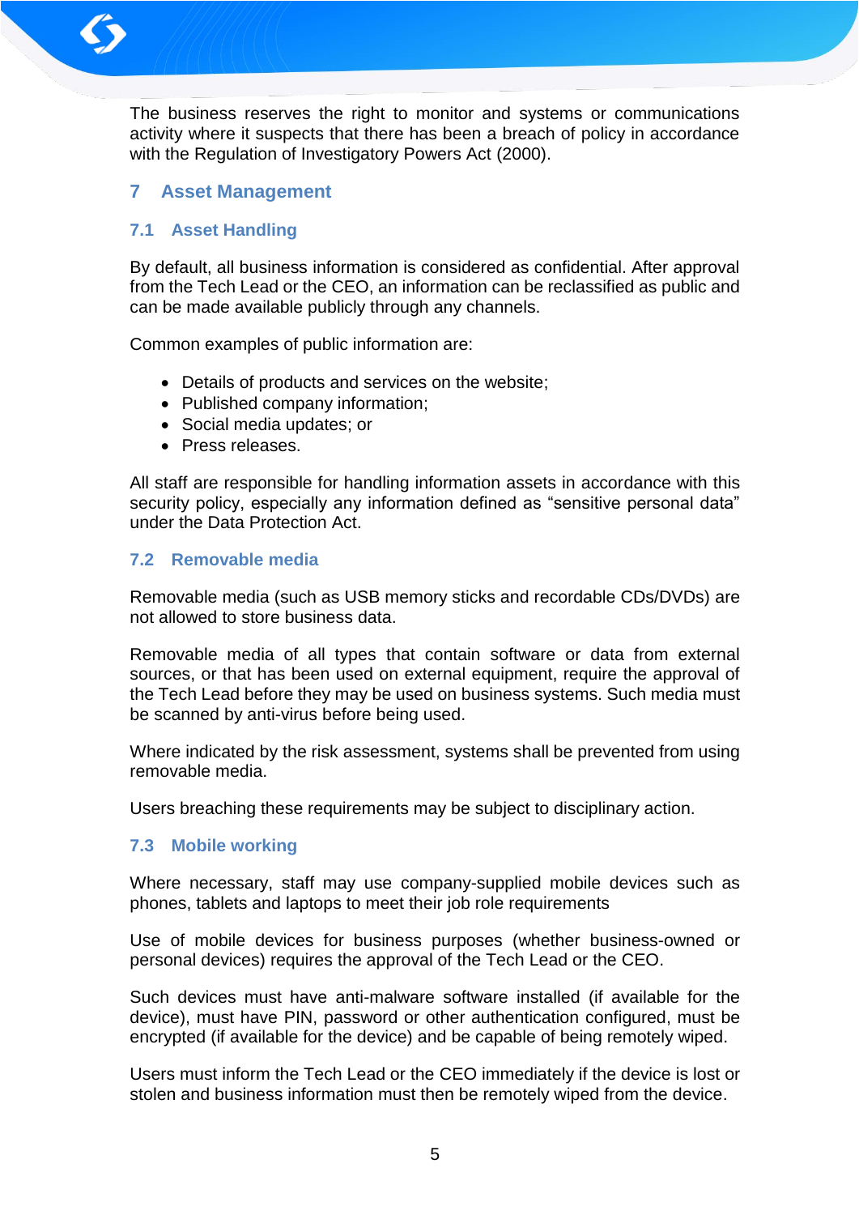The business reserves the right to monitor and systems or communications activity where it suspects that there has been a breach of policy in accordance with the Regulation of Investigatory Powers Act (2000).

# 7 Asset Management

## 7.1 Asset Handling

By default, all business information is considered as confidential. After approval from the Tech Lead or the CEO, an information can be reclassified as public and can be made available publicly through any channels.

Common examples of public information are:

- Details of products and services on the website;
- Published company information;
- Social media updates; or
- Press releases.

All staff are responsible for handling information assets in accordance with this security policy, especially any information defined as “sensitive personal data” under the Data Protection Act.

## 7.2 Removable media

Removable media (such as USB memory sticks and recordable CDs/DVDs) are not allowed to store business data.

Removable media of all types that contain software or data from external sources, or that has been used on external equipment, require the approval of the Tech Lead before they may be used on business systems. Such media must be scanned by anti-virus before being used.

Where indicated by the risk assessment, systems shall be prevented from using removable media.

Users breaching these requirements may be subject to disciplinary action.

## 7.3 Mobile working

Where necessary, staff may use company-supplied mobile devices such as phones, tablets and laptops to meet their job role requirements

Use of mobile devices for business purposes (whether business-owned or personal devices) requires the approval of the Tech Lead or the CEO.

Such devices must have anti-malware software installed (if available for the device), must have PIN, password or other authentication configured, must be encrypted (if available for the device) and be capable of being remotely wiped.

Users must inform the Tech Lead or the CEO immediately if the device is lost or stolen and business information must then be remotely wiped from the device.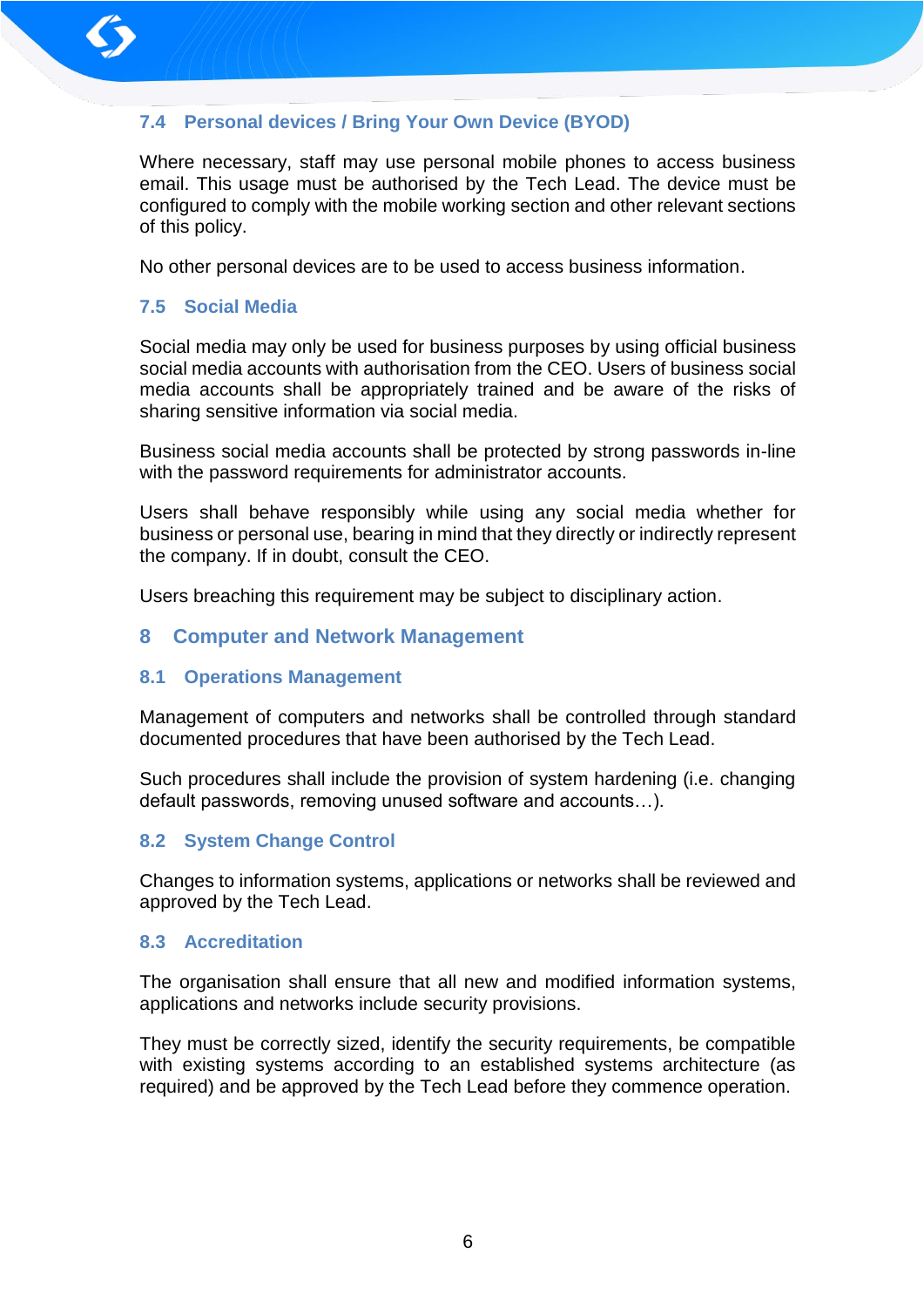### 7.4 Personal devices / Bring Your Own Device (BYOD)

Where necessary, staff may use personal mobile phones to access business email. This usage must be authorised by the Tech Lead. The device must be configured to comply with the mobile working section and other relevant sections of this policy.

No other personal devices are to be used to access business information.

### 7.5 Social Media

Social media may only be used for business purposes by using official business social media accounts with authorisation from the CEO. Users of business social media accounts shall be appropriately trained and be aware of the risks of sharing sensitive information via social media.

Business social media accounts shall be protected by strong passwords in-line with the password requirements for administrator accounts.

Users shall behave responsibly while using any social media whether for business or personal use, bearing in mind that they directly or indirectly represent the company. If in doubt, consult the CEO.

Users breaching this requirement may be subject to disciplinary action.

## 8 Computer and Network Management

### 8.1 Operations Management

Management of computers and networks shall be controlled through standard documented procedures that have been authorised by the Tech Lead.

Such procedures shall include the provision of system hardening (i.e. changing default passwords, removing unused software and accounts…).

### 8.2 System Change Control

Changes to information systems, applications or networks shall be reviewed and approved by the Tech Lead.

### 8.3 Accreditation

The organisation shall ensure that all new and modified information systems, applications and networks include security provisions.

They must be correctly sized, identify the security requirements, be compatible with existing systems according to an established systems architecture (as required) and be approved by the Tech Lead before they commence operation.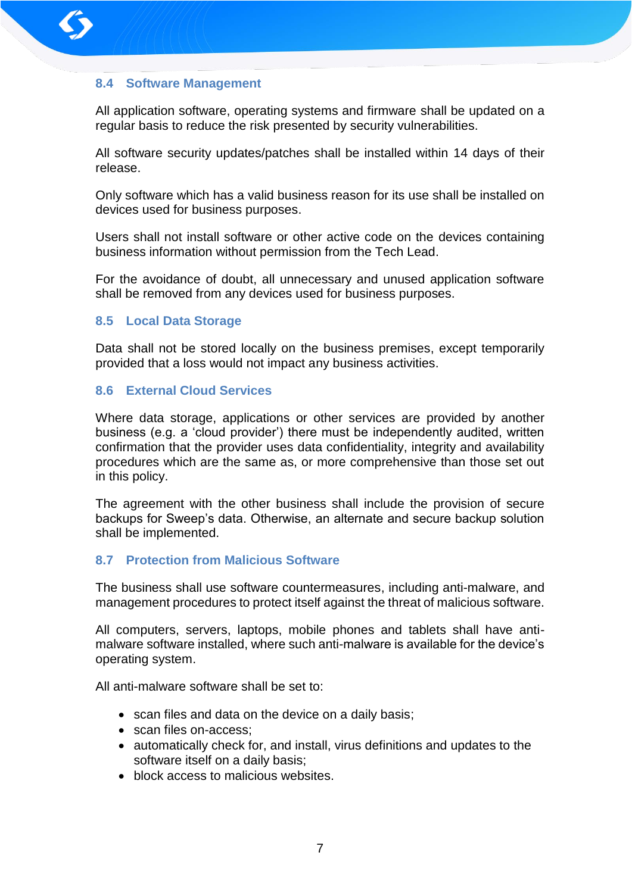### 8.4 Software Management

All application software, operating systems and firmware shall be updated on a regular basis to reduce the risk presented by security vulnerabilities.

All software security updates/patches shall be installed within 14 days of their release.

Only software which has a valid business reason for its use shall be installed on devices used for business purposes.

Users shall not install software or other active code on the devices containing business information without permission from the Tech Lead.

For the avoidance of doubt, all unnecessary and unused application software shall be removed from any devices used for business purposes.

### 8.5 Local Data Storage

Data shall not be stored locally on the business premises, except temporarily provided that a loss would not impact any business activities.

### 8.6 External Cloud Services

Where data storage, applications or other services are provided by another business (e.g. a 'cloud provider') there must be independently audited, written confirmation that the provider uses data confidentiality, integrity and availability procedures which are the same as, or more comprehensive than those set out in this policy.

The agreement with the other business shall include the provision of secure backups for Sweep's data. Otherwise, an alternate and secure backup solution shall be implemented.

### 8.7 Protection from Malicious Software

The business shall use software countermeasures, including anti-malware, and management procedures to protect itself against the threat of malicious software.

All computers, servers, laptops, mobile phones and tablets shall have anti-malware software installed, where such anti-malware is available for the device's operating system.

All anti-malware software shall be set to:

- scan files and data on the device on a daily basis;
- scan files on-access;
- automatically check for, and install, virus definitions and updates to the software itself on a daily basis;
- block access to malicious websites.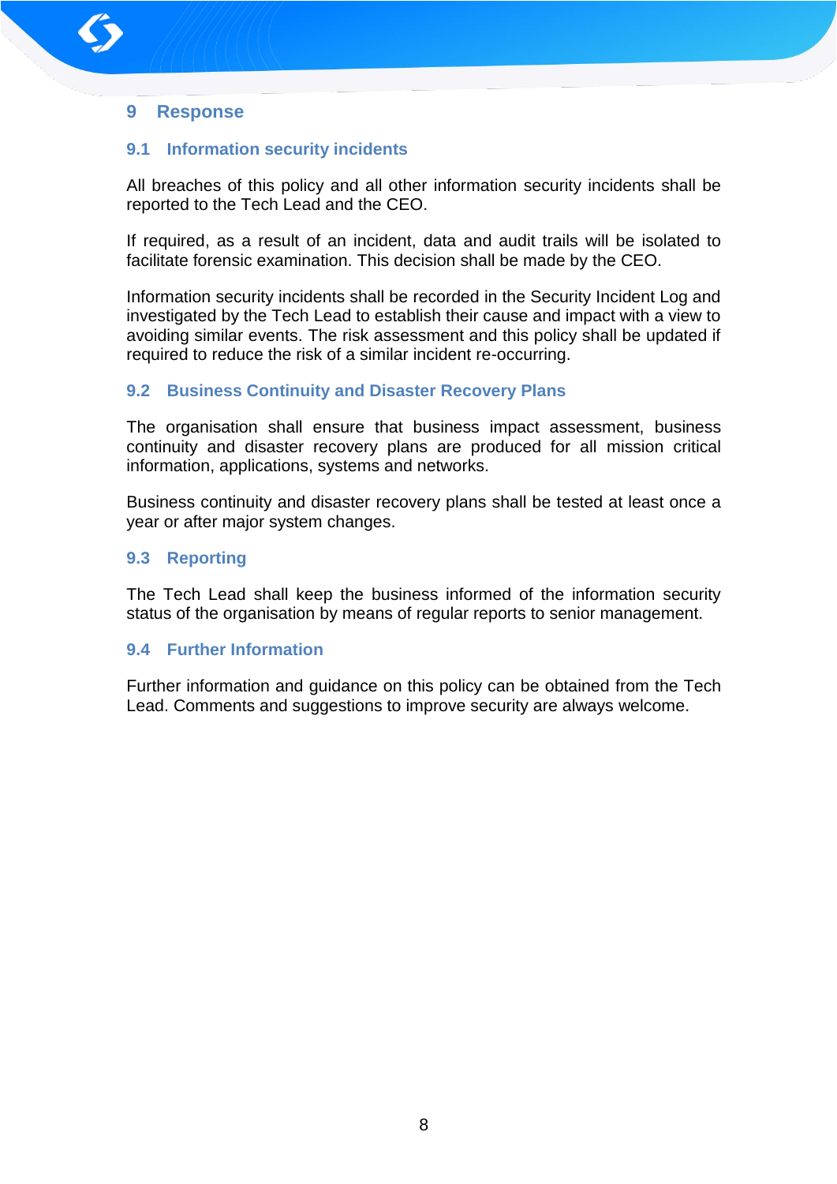# 9 Response

## 9.1 Information security incidents

All breaches of this policy and all other information security incidents shall be reported to the Tech Lead and the CEO.

If required, as a result of an incident, data and audit trails will be isolated to facilitate forensic examination. This decision shall be made by the CEO.

Information security incidents shall be recorded in the Security Incident Log and investigated by the Tech Lead to establish their cause and impact with a view to avoiding similar events. The risk assessment and this policy shall be updated if required to reduce the risk of a similar incident re-occurring.

## 9.2 Business Continuity and Disaster Recovery Plans

The organisation shall ensure that business impact assessment, business continuity and disaster recovery plans are produced for all mission critical information, applications, systems and networks.

Business continuity and disaster recovery plans shall be tested at least once a year or after major system changes.

## 9.3 Reporting

The Tech Lead shall keep the business informed of the information security status of the organisation by means of regular reports to senior management.

## 9.4 Further Information

Further information and guidance on this policy can be obtained from the Tech Lead. Comments and suggestions to improve security are always welcome.